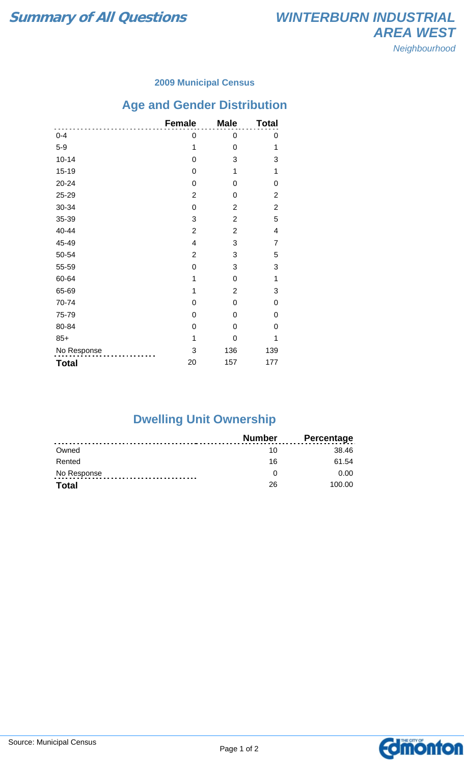# Summary of All Questions

## WINTERBURN INDUSTRIAL AREA WEST

*Neighbourhood*

### 2009 Municipal Census

## Age and Gender Distribution

| | Female | Male | Total |
|---|---|---|---|
| 0-4 | 0 | 0 | 0 |
| 5-9 | 1 | 0 | 1 |
| 10-14 | 0 | 3 | 3 |
| 15-19 | 0 | 1 | 1 |
| 20-24 | 0 | 0 | 0 |
| 25-29 | 2 | 0 | 2 |
| 30-34 | 0 | 2 | 2 |
| 35-39 | 3 | 2 | 5 |
| 40-44 | 2 | 2 | 4 |
| 45-49 | 4 | 3 | 7 |
| 50-54 | 2 | 3 | 5 |
| 55-59 | 0 | 3 | 3 |
| 60-64 | 1 | 0 | 1 |
| 65-69 | 1 | 2 | 3 |
| 70-74 | 0 | 0 | 0 |
| 75-79 | 0 | 0 | 0 |
| 80-84 | 0 | 0 | 0 |
| 85+ | 1 | 0 | 1 |
| No Response | 3 | 136 | 139 |
| **Total** | 20 | 157 | 177 |

## Dwelling Unit Ownership

| | Number | Percentage |
|---|---|---|
| Owned | 10 | 38.46 |
| Rented | 16 | 61.54 |
| No Response | 0 | 0.00 |
| **Total** | 26 | 100.00 |

Source: Municipal Census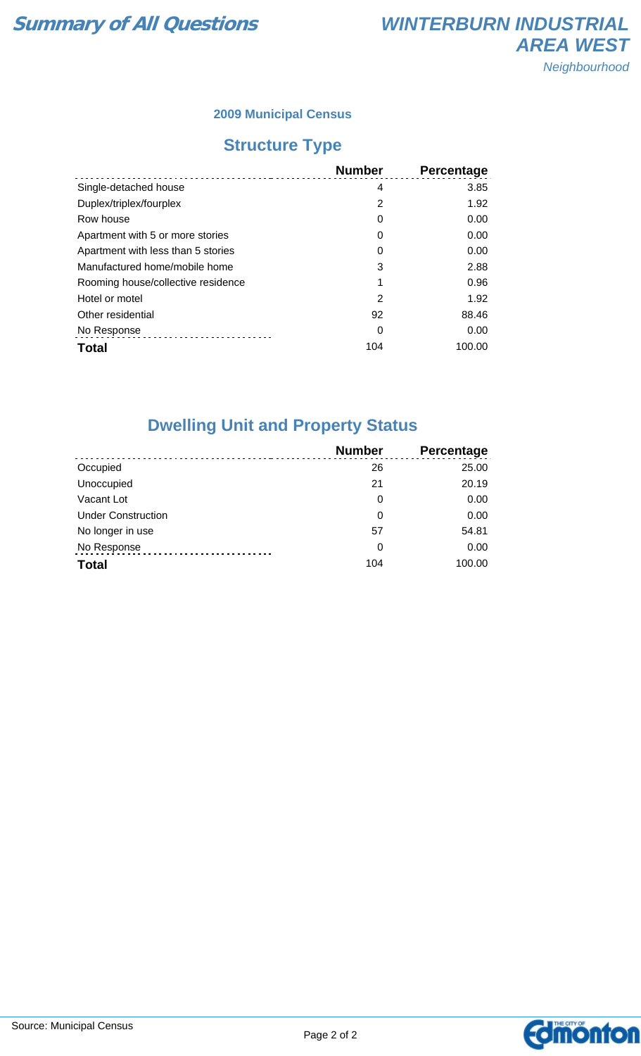# Summary of All Questions

# WINTERBURN INDUSTRIAL AREA WEST

*Neighbourhood*

### 2009 Municipal Census

## Structure Type

| | Number | Percentage |
|---|---|---|
| Single-detached house | 4 | 3.85 |
| Duplex/triplex/fourplex | 2 | 1.92 |
| Row house | 0 | 0.00 |
| Apartment with 5 or more stories | 0 | 0.00 |
| Apartment with less than 5 stories | 0 | 0.00 |
| Manufactured home/mobile home | 3 | 2.88 |
| Rooming house/collective residence | 1 | 0.96 |
| Hotel or motel | 2 | 1.92 |
| Other residential | 92 | 88.46 |
| No Response | 0 | 0.00 |
| **Total** | 104 | 100.00 |

## Dwelling Unit and Property Status

| | Number | Percentage |
|---|---|---|
| Occupied | 26 | 25.00 |
| Unoccupied | 21 | 20.19 |
| Vacant Lot | 0 | 0.00 |
| Under Construction | 0 | 0.00 |
| No longer in use | 57 | 54.81 |
| No Response | 0 | 0.00 |
| **Total** | 104 | 100.00 |

Source: Municipal Census